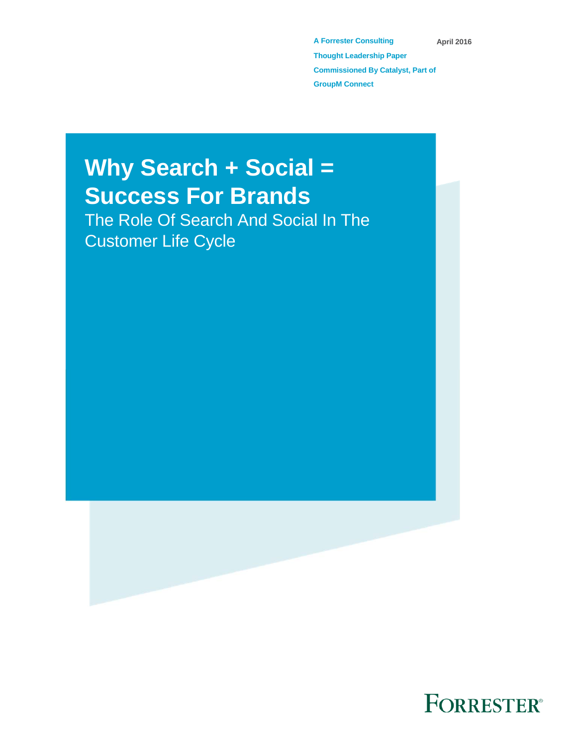A Forrester Consulting Thought Leadership Paper Commissioned By Catalyst, Part of GroupM Connect

April 2016

# Why Search + Social = Success For Brands

## The Role Of Search And Social In The Customer Life Cycle

FORRESTER®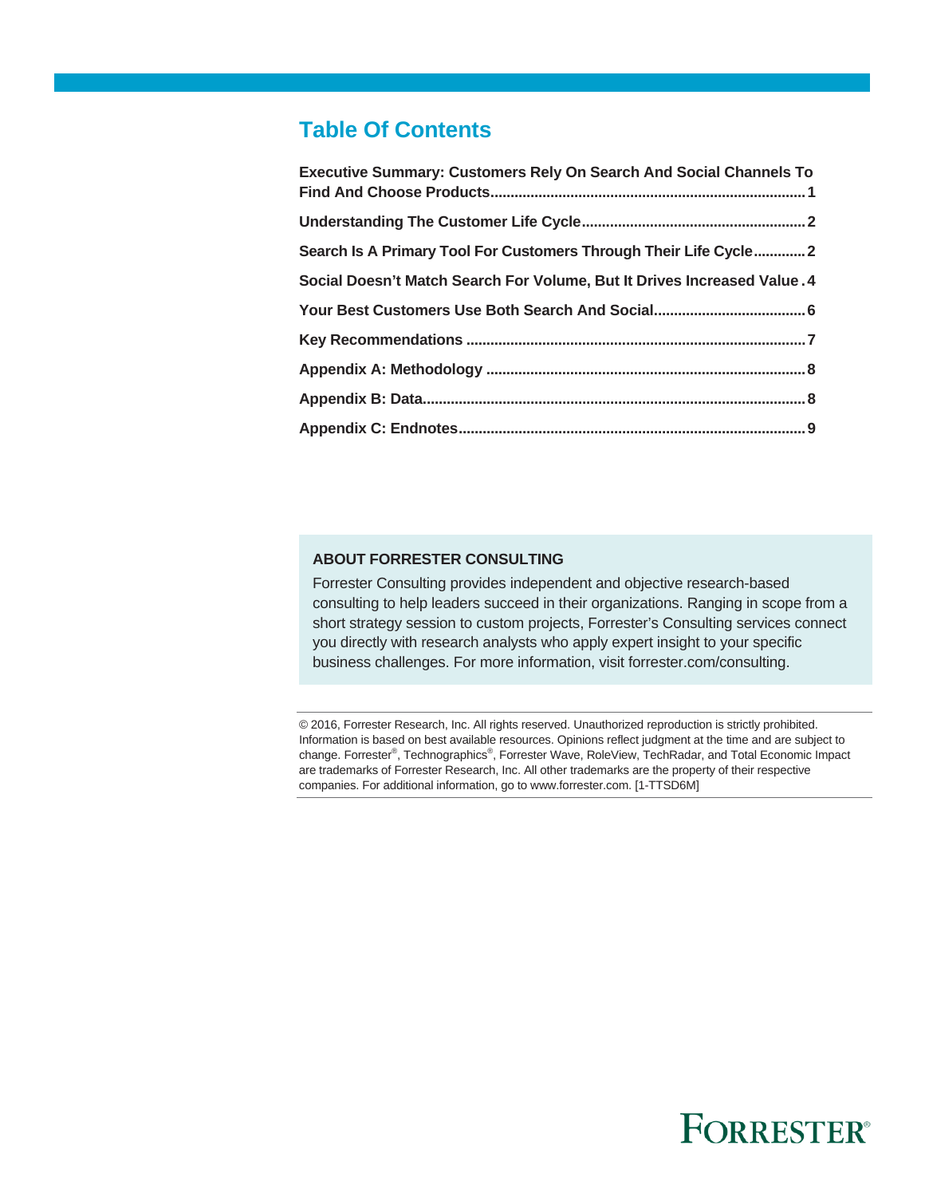## Table Of Contents

**Executive Summary: Customers Rely On Search And Social Channels To Find And Choose Products** .......... 1

**Understanding The Customer Life Cycle** .......... 2

**Search Is A Primary Tool For Customers Through Their Life Cycle** .......... 2

**Social Doesn't Match Search For Volume, But It Drives Increased Value** .......... 4

**Your Best Customers Use Both Search And Social** .......... 6

**Key Recommendations** .......... 7

**Appendix A: Methodology** .......... 8

**Appendix B: Data** .......... 8

**Appendix C: Endnotes** .......... 9

**ABOUT FORRESTER CONSULTING**

Forrester Consulting provides independent and objective research-based consulting to help leaders succeed in their organizations. Ranging in scope from a short strategy session to custom projects, Forrester's Consulting services connect you directly with research analysts who apply expert insight to your specific business challenges. For more information, visit forrester.com/consulting.

© 2016, Forrester Research, Inc. All rights reserved. Unauthorized reproduction is strictly prohibited. Information is based on best available resources. Opinions reflect judgment at the time and are subject to change. Forrester®, Technographics®, Forrester Wave, RoleView, TechRadar, and Total Economic Impact are trademarks of Forrester Research, Inc. All other trademarks are the property of their respective companies. For additional information, go to www.forrester.com. [1-TTSD6M]

FORRESTER®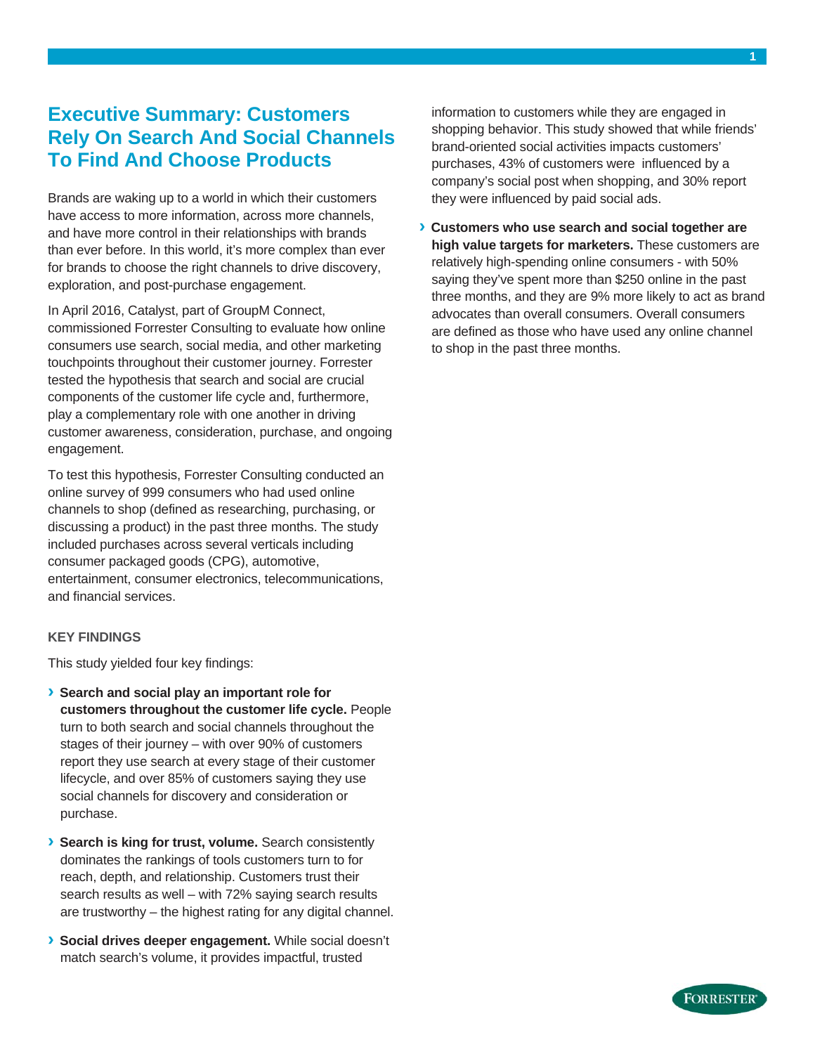# Executive Summary: Customers Rely On Search And Social Channels To Find And Choose Products

Brands are waking up to a world in which their customers have access to more information, across more channels, and have more control in their relationships with brands than ever before. In this world, it's more complex than ever for brands to choose the right channels to drive discovery, exploration, and post-purchase engagement.

In April 2016, Catalyst, part of GroupM Connect, commissioned Forrester Consulting to evaluate how online consumers use search, social media, and other marketing touchpoints throughout their customer journey. Forrester tested the hypothesis that search and social are crucial components of the customer life cycle and, furthermore, play a complementary role with one another in driving customer awareness, consideration, purchase, and ongoing engagement.

To test this hypothesis, Forrester Consulting conducted an online survey of 999 consumers who had used online channels to shop (defined as researching, purchasing, or discussing a product) in the past three months. The study included purchases across several verticals including consumer packaged goods (CPG), automotive, entertainment, consumer electronics, telecommunications, and financial services.

## KEY FINDINGS

This study yielded four key findings:

- **Search and social play an important role for customers throughout the customer life cycle.** People turn to both search and social channels throughout the stages of their journey – with over 90% of customers report they use search at every stage of their customer lifecycle, and over 85% of customers saying they use social channels for discovery and consideration or purchase.
- **Search is king for trust, volume.** Search consistently dominates the rankings of tools customers turn to for reach, depth, and relationship. Customers trust their search results as well – with 72% saying search results are trustworthy – the highest rating for any digital channel.
- **Social drives deeper engagement.** While social doesn't match search's volume, it provides impactful, trusted information to customers while they are engaged in shopping behavior. This study showed that while friends' brand-oriented social activities impacts customers' purchases, 43% of customers were influenced by a company's social post when shopping, and 30% report they were influenced by paid social ads.
- **Customers who use search and social together are high value targets for marketers.** These customers are relatively high-spending online consumers - with 50% saying they've spent more than $250 online in the past three months, and they are 9% more likely to act as brand advocates than overall consumers. Overall consumers are defined as those who have used any online channel to shop in the past three months.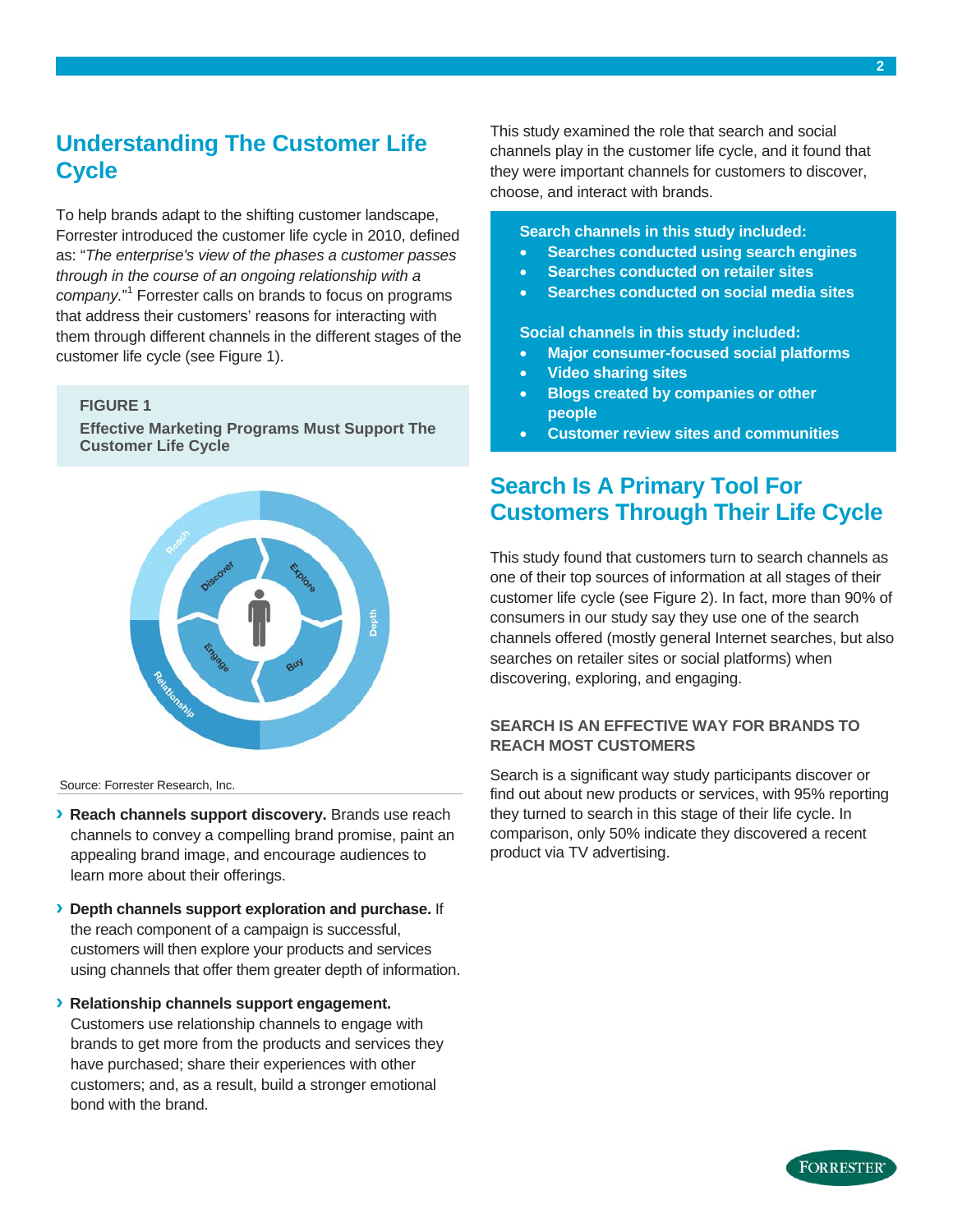## Understanding The Customer Life Cycle

To help brands adapt to the shifting customer landscape, Forrester introduced the customer life cycle in 2010, defined as: "*The enterprise's view of the phases a customer passes through in the course of an ongoing relationship with a company.*"[1] Forrester calls on brands to focus on programs that address their customers' reasons for interacting with them through different channels in the different stages of the customer life cycle (see Figure 1).

**FIGURE 1**

**Effective Marketing Programs Must Support The Customer Life Cycle**

Source: Forrester Research, Inc.

- **Reach channels support discovery.** Brands use reach channels to convey a compelling brand promise, paint an appealing brand image, and encourage audiences to learn more about their offerings.
- **Depth channels support exploration and purchase.** If the reach component of a campaign is successful, customers will then explore your products and services using channels that offer them greater depth of information.
- **Relationship channels support engagement.** Customers use relationship channels to engage with brands to get more from the products and services they have purchased; share their experiences with other customers; and, as a result, build a stronger emotional bond with the brand.

This study examined the role that search and social channels play in the customer life cycle, and it found that they were important channels for customers to discover, choose, and interact with brands.

**Search channels in this study included:**

- **Searches conducted using search engines**
- **Searches conducted on retailer sites**
- **Searches conducted on social media sites**

**Social channels in this study included:**

- **Major consumer-focused social platforms**
- **Video sharing sites**
- **Blogs created by companies or other people**
- **Customer review sites and communities**

## Search Is A Primary Tool For Customers Through Their Life Cycle

This study found that customers turn to search channels as one of their top sources of information at all stages of their customer life cycle (see Figure 2). In fact, more than 90% of consumers in our study say they use one of the search channels offered (mostly general Internet searches, but also searches on retailer sites or social platforms) when discovering, exploring, and engaging.

### SEARCH IS AN EFFECTIVE WAY FOR BRANDS TO REACH MOST CUSTOMERS

Search is a significant way study participants discover or find out about new products or services, with 95% reporting they turned to search in this stage of their life cycle. In comparison, only 50% indicate they discovered a recent product via TV advertising.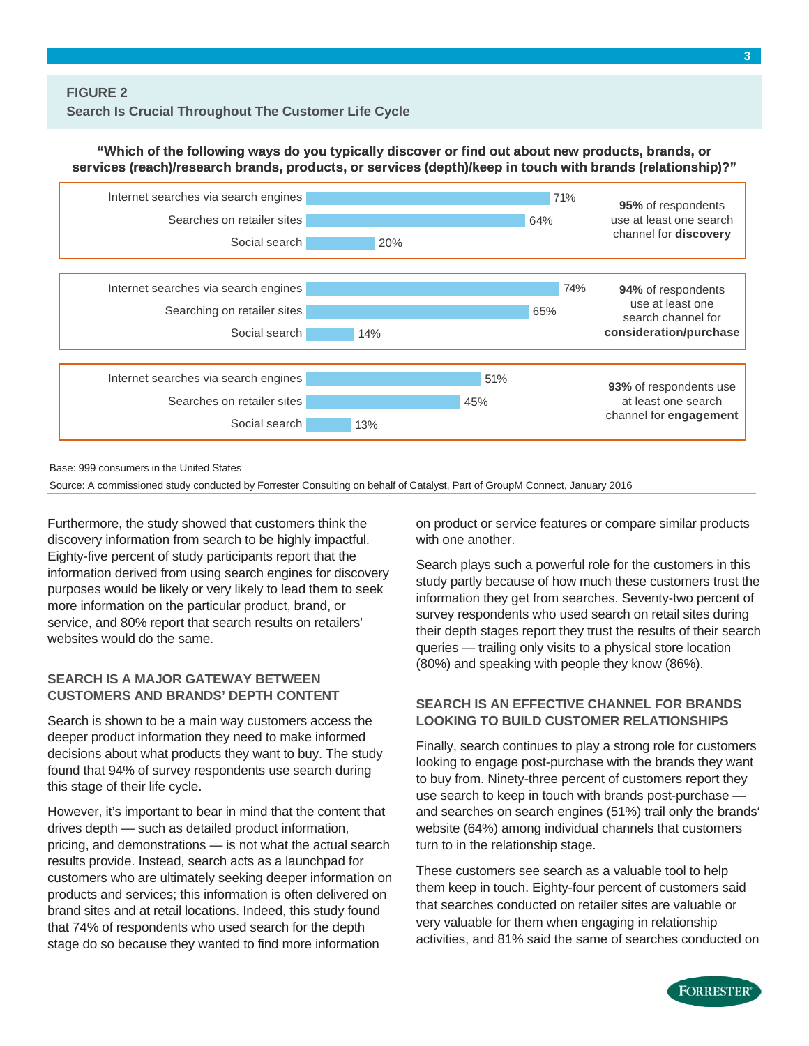**FIGURE 2**

**Search Is Crucial Throughout The Customer Life Cycle**

**"Which of the following ways do you typically discover or find out about new products, brands, or services (reach)/research brands, products, or services (depth)/keep in touch with brands (relationship)?"**

| Channel | % | |
|---|---|---|
| Internet searches via search engines | 71% | **95%** of respondents use at least one search channel for **discovery** |
| Searches on retailer sites | 64% | |
| Social search | 20% | |

| Channel | % | |
|---|---|---|
| Internet searches via search engines | 74% | **94%** of respondents use at least one search channel for **consideration/purchase** |
| Searching on retailer sites | 65% | |
| Social search | 14% | |

| Channel | % | |
|---|---|---|
| Internet searches via search engines | 51% | **93%** of respondents use at least one search channel for **engagement** |
| Searches on retailer sites | 45% | |
| Social search | 13% | |

Base: 999 consumers in the United States

Source: A commissioned study conducted by Forrester Consulting on behalf of Catalyst, Part of GroupM Connect, January 2016

Furthermore, the study showed that customers think the discovery information from search to be highly impactful. Eighty-five percent of study participants report that the information derived from using search engines for discovery purposes would be likely or very likely to lead them to seek more information on the particular product, brand, or service, and 80% report that search results on retailers' websites would do the same.

## SEARCH IS A MAJOR GATEWAY BETWEEN CUSTOMERS AND BRANDS' DEPTH CONTENT

Search is shown to be a main way customers access the deeper product information they need to make informed decisions about what products they want to buy. The study found that 94% of survey respondents use search during this stage of their life cycle.

However, it's important to bear in mind that the content that drives depth — such as detailed product information, pricing, and demonstrations — is not what the actual search results provide. Instead, search acts as a launchpad for customers who are ultimately seeking deeper information on products and services; this information is often delivered on brand sites and at retail locations. Indeed, this study found that 74% of respondents who used search for the depth stage do so because they wanted to find more information on product or service features or compare similar products with one another.

Search plays such a powerful role for the customers in this study partly because of how much these customers trust the information they get from searches. Seventy-two percent of survey respondents who used search on retail sites during their depth stages report they trust the results of their search queries — trailing only visits to a physical store location (80%) and speaking with people they know (86%).

## SEARCH IS AN EFFECTIVE CHANNEL FOR BRANDS LOOKING TO BUILD CUSTOMER RELATIONSHIPS

Finally, search continues to play a strong role for customers looking to engage post-purchase with the brands they want to buy from. Ninety-three percent of customers report they use search to keep in touch with brands post-purchase — and searches on search engines (51%) trail only the brands' website (64%) among individual channels that customers turn to in the relationship stage.

These customers see search as a valuable tool to help them keep in touch. Eighty-four percent of customers said that searches conducted on retailer sites are valuable or very valuable for them when engaging in relationship activities, and 81% said the same of searches conducted on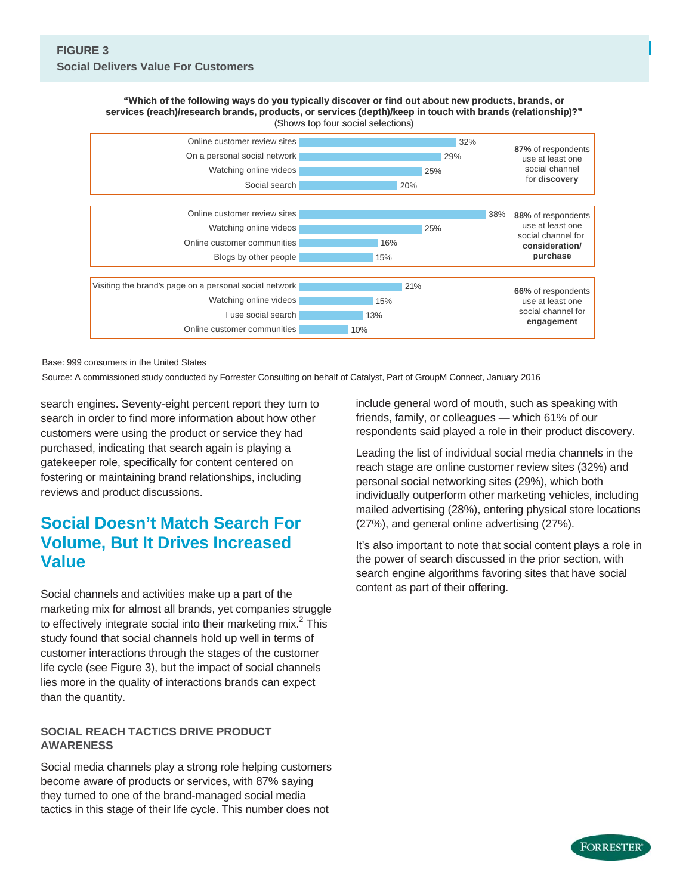**FIGURE 3**
**Social Delivers Value For Customers**

**"Which of the following ways do you typically discover or find out about new products, brands, or services (reach)/research brands, products, or services (depth)/keep in touch with brands (relationship)?"**
(Shows top four social selections)

| Social selection | Percentage | Summary |
|---|---|---|
| Online customer review sites | 32% | **87%** of respondents use at least one social channel for **discovery** |
| On a personal social network | 29% | |
| Watching online videos | 25% | |
| Social search | 20% | |
| Online customer review sites | 38% | **88%** of respondents use at least one social channel for **consideration/ purchase** |
| Watching online videos | 25% | |
| Online customer communities | 16% | |
| Blogs by other people | 15% | |
| Visiting the brand's page on a personal social network | 21% | **66%** of respondents use at least one social channel for **engagement** |
| Watching online videos | 15% | |
| I use social search | 13% | |
| Online customer communities | 10% | |

Base: 999 consumers in the United States

Source: A commissioned study conducted by Forrester Consulting on behalf of Catalyst, Part of GroupM Connect, January 2016

search engines. Seventy-eight percent report they turn to search in order to find more information about how other customers were using the product or service they had purchased, indicating that search again is playing a gatekeeper role, specifically for content centered on fostering or maintaining brand relationships, including reviews and product discussions.

## Social Doesn't Match Search For Volume, But It Drives Increased Value

Social channels and activities make up a part of the marketing mix for almost all brands, yet companies struggle to effectively integrate social into their marketing mix.[2] This study found that social channels hold up well in terms of customer interactions through the stages of the customer life cycle (see Figure 3), but the impact of social channels lies more in the quality of interactions brands can expect than the quantity.

### SOCIAL REACH TACTICS DRIVE PRODUCT AWARENESS

Social media channels play a strong role helping customers become aware of products or services, with 87% saying they turned to one of the brand-managed social media tactics in this stage of their life cycle. This number does not include general word of mouth, such as speaking with friends, family, or colleagues — which 61% of our respondents said played a role in their product discovery.

Leading the list of individual social media channels in the reach stage are online customer review sites (32%) and personal social networking sites (29%), which both individually outperform other marketing vehicles, including mailed advertising (28%), entering physical store locations (27%), and general online advertising (27%).

It's also important to note that social content plays a role in the power of search discussed in the prior section, with search engine algorithms favoring sites that have social content as part of their offering.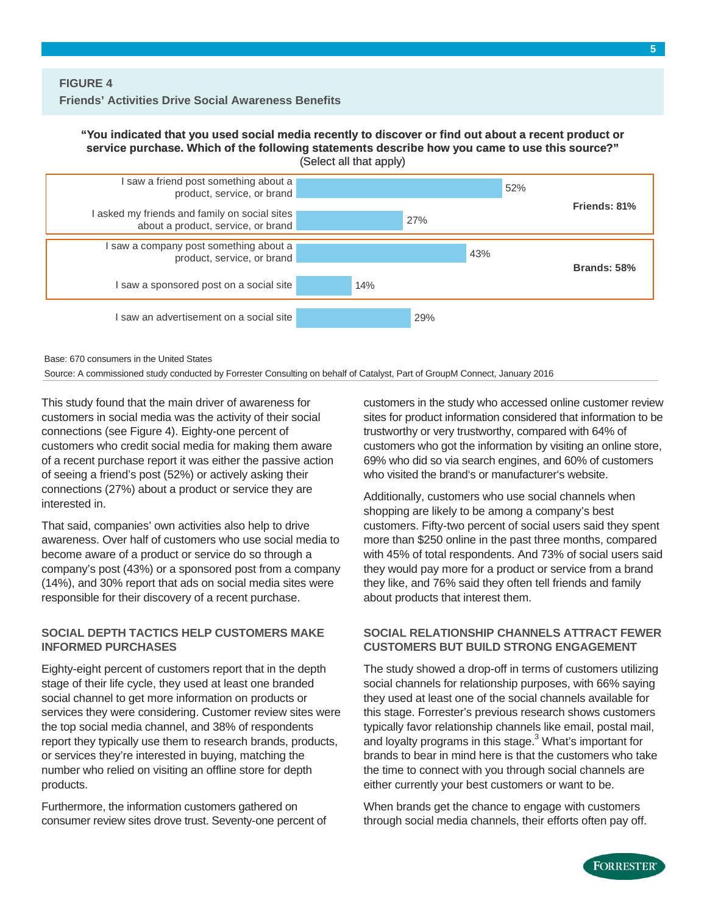**FIGURE 4**

**Friends' Activities Drive Social Awareness Benefits**

**"You indicated that you used social media recently to discover or find out about a recent product or service purchase. Which of the following statements describe how you came to use this source?"**
(Select all that apply)

| Statement | Percent | Group |
| --- | --- | --- |
| I saw a friend post something about a product, service, or brand | 52% | Friends: 81% |
| I asked my friends and family on social sites about a product, service, or brand | 27% | |
| I saw a company post something about a product, service, or brand | 43% | Brands: 58% |
| I saw a sponsored post on a social site | 14% | |
| I saw an advertisement on a social site | 29% | |

Base: 670 consumers in the United States

Source: A commissioned study conducted by Forrester Consulting on behalf of Catalyst, Part of GroupM Connect, January 2016

This study found that the main driver of awareness for customers in social media was the activity of their social connections (see Figure 4). Eighty-one percent of customers who credit social media for making them aware of a recent purchase report it was either the passive action of seeing a friend's post (52%) or actively asking their connections (27%) about a product or service they are interested in.

That said, companies' own activities also help to drive awareness. Over half of customers who use social media to become aware of a product or service do so through a company's post (43%) or a sponsored post from a company (14%), and 30% report that ads on social media sites were responsible for their discovery of a recent purchase.

## SOCIAL DEPTH TACTICS HELP CUSTOMERS MAKE INFORMED PURCHASES

Eighty-eight percent of customers report that in the depth stage of their life cycle, they used at least one branded social channel to get more information on products or services they were considering. Customer review sites were the top social media channel, and 38% of respondents report they typically use them to research brands, products, or services they're interested in buying, matching the number who relied on visiting an offline store for depth products.

Furthermore, the information customers gathered on consumer review sites drove trust. Seventy-one percent of customers in the study who accessed online customer review sites for product information considered that information to be trustworthy or very trustworthy, compared with 64% of customers who got the information by visiting an online store, 69% who did so via search engines, and 60% of customers who visited the brand's or manufacturer's website.

Additionally, customers who use social channels when shopping are likely to be among a company's best customers. Fifty-two percent of social users said they spent more than $250 online in the past three months, compared with 45% of total respondents. And 73% of social users said they would pay more for a product or service from a brand they like, and 76% said they often tell friends and family about products that interest them.

## SOCIAL RELATIONSHIP CHANNELS ATTRACT FEWER CUSTOMERS BUT BUILD STRONG ENGAGEMENT

The study showed a drop-off in terms of customers utilizing social channels for relationship purposes, with 66% saying they used at least one of the social channels available for this stage. Forrester's previous research shows customers typically favor relationship channels like email, postal mail, and loyalty programs in this stage.[3] What's important for brands to bear in mind here is that the customers who take the time to connect with you through social channels are either currently your best customers or want to be.

When brands get the chance to engage with customers through social media channels, their efforts often pay off.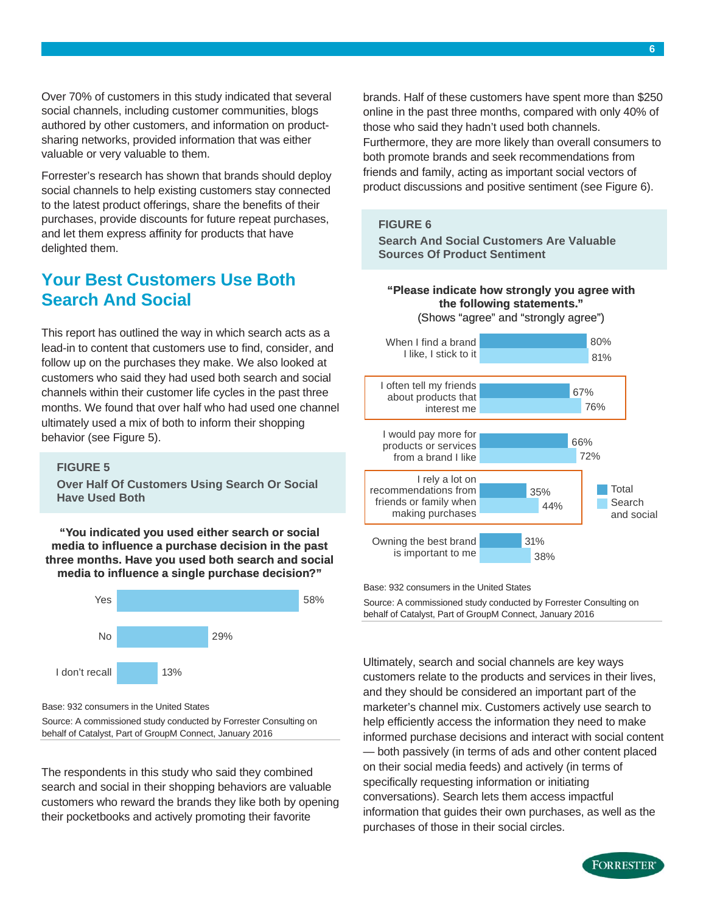Over 70% of customers in this study indicated that several social channels, including customer communities, blogs authored by other customers, and information on product-sharing networks, provided information that was either valuable or very valuable to them.

Forrester's research has shown that brands should deploy social channels to help existing customers stay connected to the latest product offerings, share the benefits of their purchases, provide discounts for future repeat purchases, and let them express affinity for products that have delighted them.

## Your Best Customers Use Both Search And Social

This report has outlined the way in which search acts as a lead-in to content that customers use to find, consider, and follow up on the purchases they make. We also looked at customers who said they had used both search and social channels within their customer life cycles in the past three months. We found that over half who had used one channel ultimately used a mix of both to inform their shopping behavior (see Figure 5).

**FIGURE 5**

**Over Half Of Customers Using Search Or Social Have Used Both**

**"You indicated you used either search or social media to influence a purchase decision in the past three months. Have you used both search and social media to influence a single purchase decision?"**

| Response | Percentage |
|---|---|
| Yes | 58% |
| No | 29% |
| I don't recall | 13% |

Base: 932 consumers in the United States

Source: A commissioned study conducted by Forrester Consulting on behalf of Catalyst, Part of GroupM Connect, January 2016

The respondents in this study who said they combined search and social in their shopping behaviors are valuable customers who reward the brands they like both by opening their pocketbooks and actively promoting their favorite brands. Half of these customers have spent more than $250 online in the past three months, compared with only 40% of those who said they hadn't used both channels. Furthermore, they are more likely than overall consumers to both promote brands and seek recommendations from friends and family, acting as important social vectors of product discussions and positive sentiment (see Figure 6).

**FIGURE 6**

**Search And Social Customers Are Valuable Sources Of Product Sentiment**

**"Please indicate how strongly you agree with the following statements."**
(Shows "agree" and "strongly agree")

| Statement | Total | Search and social |
|---|---|---|
| When I find a brand I like, I stick to it | 80% | 81% |
| I often tell my friends about products that interest me | 67% | 76% |
| I would pay more for products or services from a brand I like | 66% | 72% |
| I rely a lot on recommendations from friends or family when making purchases | 35% | 44% |
| Owning the best brand is important to me | 31% | 38% |

Base: 932 consumers in the United States

Source: A commissioned study conducted by Forrester Consulting on behalf of Catalyst, Part of GroupM Connect, January 2016

Ultimately, search and social channels are key ways customers relate to the products and services in their lives, and they should be considered an important part of the marketer's channel mix. Customers actively use search to help efficiently access the information they need to make informed purchase decisions and interact with social content — both passively (in terms of ads and other content placed on their social media feeds) and actively (in terms of specifically requesting information or initiating conversations). Search lets them access impactful information that guides their own purchases, as well as the purchases of those in their social circles.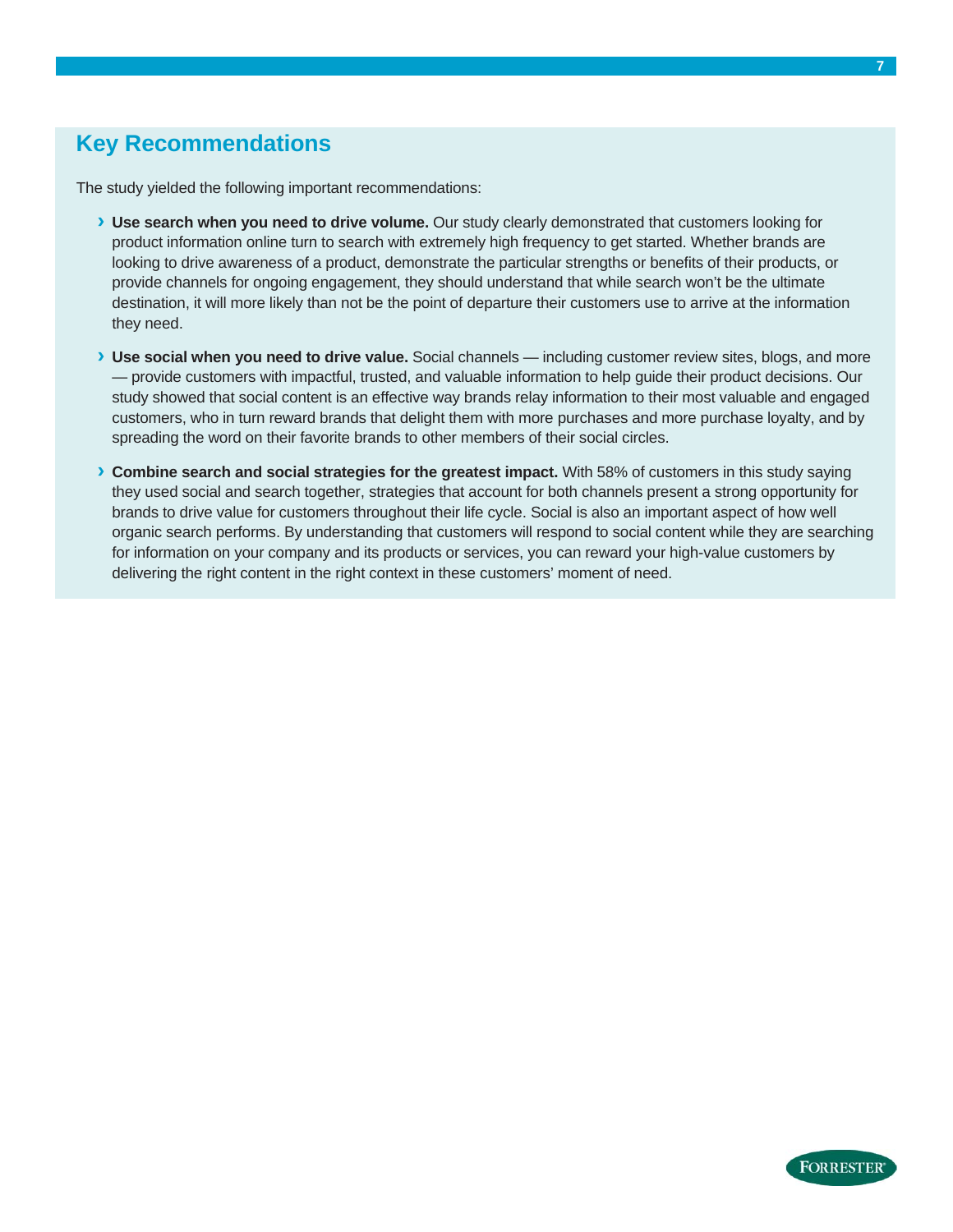## Key Recommendations

The study yielded the following important recommendations:

- **Use search when you need to drive volume.** Our study clearly demonstrated that customers looking for product information online turn to search with extremely high frequency to get started. Whether brands are looking to drive awareness of a product, demonstrate the particular strengths or benefits of their products, or provide channels for ongoing engagement, they should understand that while search won't be the ultimate destination, it will more likely than not be the point of departure their customers use to arrive at the information they need.
- **Use social when you need to drive value.** Social channels — including customer review sites, blogs, and more — provide customers with impactful, trusted, and valuable information to help guide their product decisions. Our study showed that social content is an effective way brands relay information to their most valuable and engaged customers, who in turn reward brands that delight them with more purchases and more purchase loyalty, and by spreading the word on their favorite brands to other members of their social circles.
- **Combine search and social strategies for the greatest impact.** With 58% of customers in this study saying they used social and search together, strategies that account for both channels present a strong opportunity for brands to drive value for customers throughout their life cycle. Social is also an important aspect of how well organic search performs. By understanding that customers will respond to social content while they are searching for information on your company and its products or services, you can reward your high-value customers by delivering the right content in the right context in these customers' moment of need.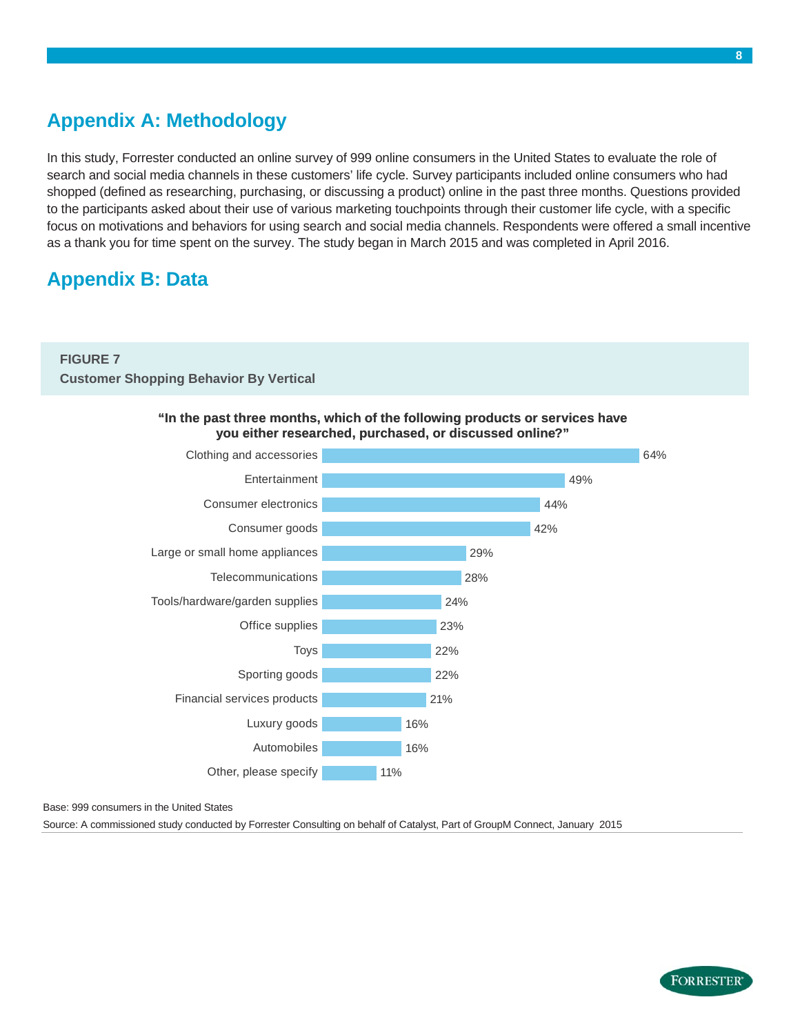## Appendix A: Methodology

In this study, Forrester conducted an online survey of 999 online consumers in the United States to evaluate the role of search and social media channels in these customers' life cycle. Survey participants included online consumers who had shopped (defined as researching, purchasing, or discussing a product) online in the past three months. Questions provided to the participants asked about their use of various marketing touchpoints through their customer life cycle, with a specific focus on motivations and behaviors for using search and social media channels. Respondents were offered a small incentive as a thank you for time spent on the survey. The study began in March 2015 and was completed in April 2016.

## Appendix B: Data

**FIGURE 7**

**Customer Shopping Behavior By Vertical**

**"In the past three months, which of the following products or services have you either researched, purchased, or discussed online?"**

| Product or service | Percentage |
|---|---|
| Clothing and accessories | 64% |
| Entertainment | 49% |
| Consumer electronics | 44% |
| Consumer goods | 42% |
| Large or small home appliances | 29% |
| Telecommunications | 28% |
| Tools/hardware/garden supplies | 24% |
| Office supplies | 23% |
| Toys | 22% |
| Sporting goods | 22% |
| Financial services products | 21% |
| Luxury goods | 16% |
| Automobiles | 16% |
| Other, please specify | 11% |

Base: 999 consumers in the United States

Source: A commissioned study conducted by Forrester Consulting on behalf of Catalyst, Part of GroupM Connect, January 2015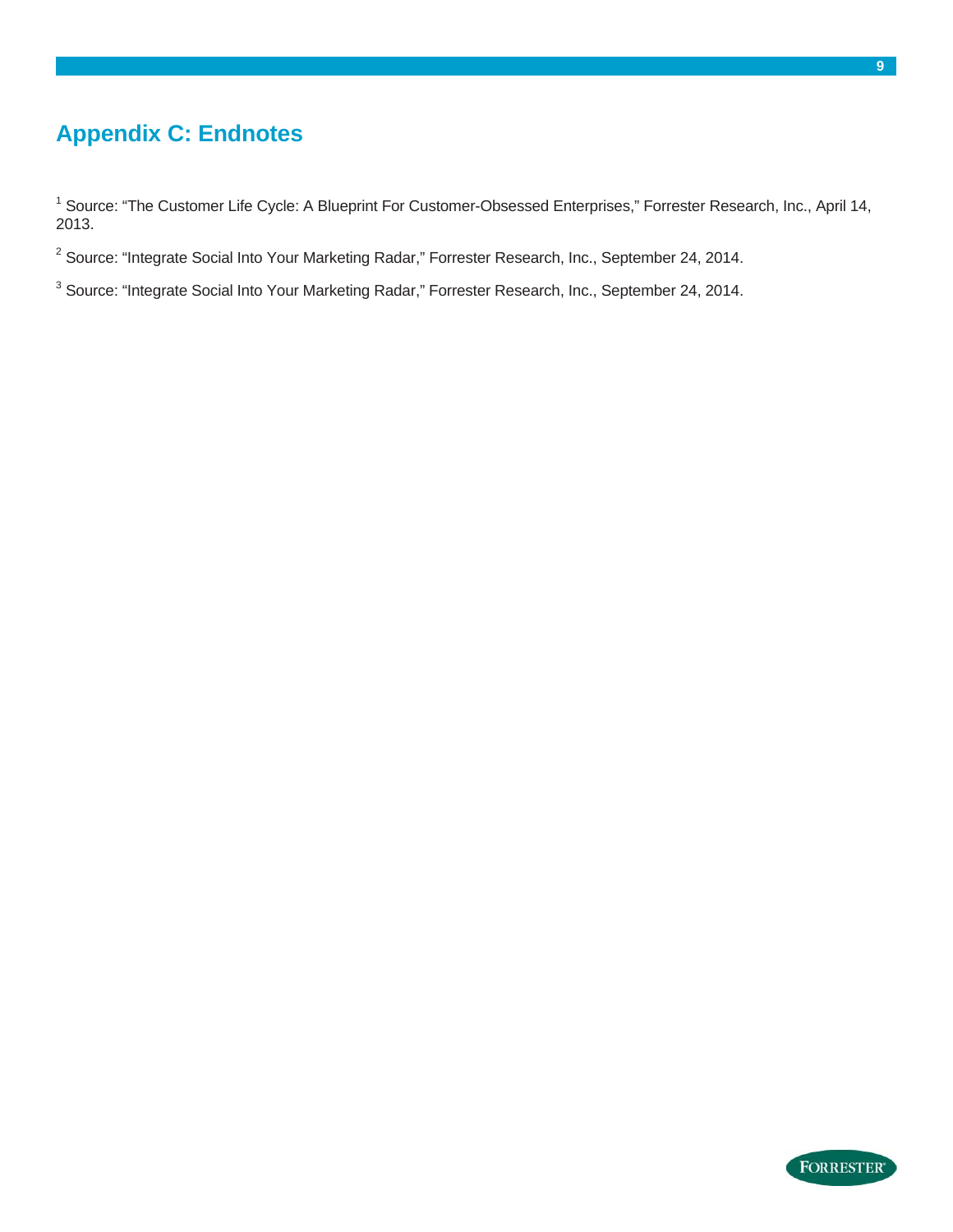## Appendix C: Endnotes

[1] Source: "The Customer Life Cycle: A Blueprint For Customer-Obsessed Enterprises," Forrester Research, Inc., April 14, 2013.

[2] Source: "Integrate Social Into Your Marketing Radar," Forrester Research, Inc., September 24, 2014.

[3] Source: "Integrate Social Into Your Marketing Radar," Forrester Research, Inc., September 24, 2014.